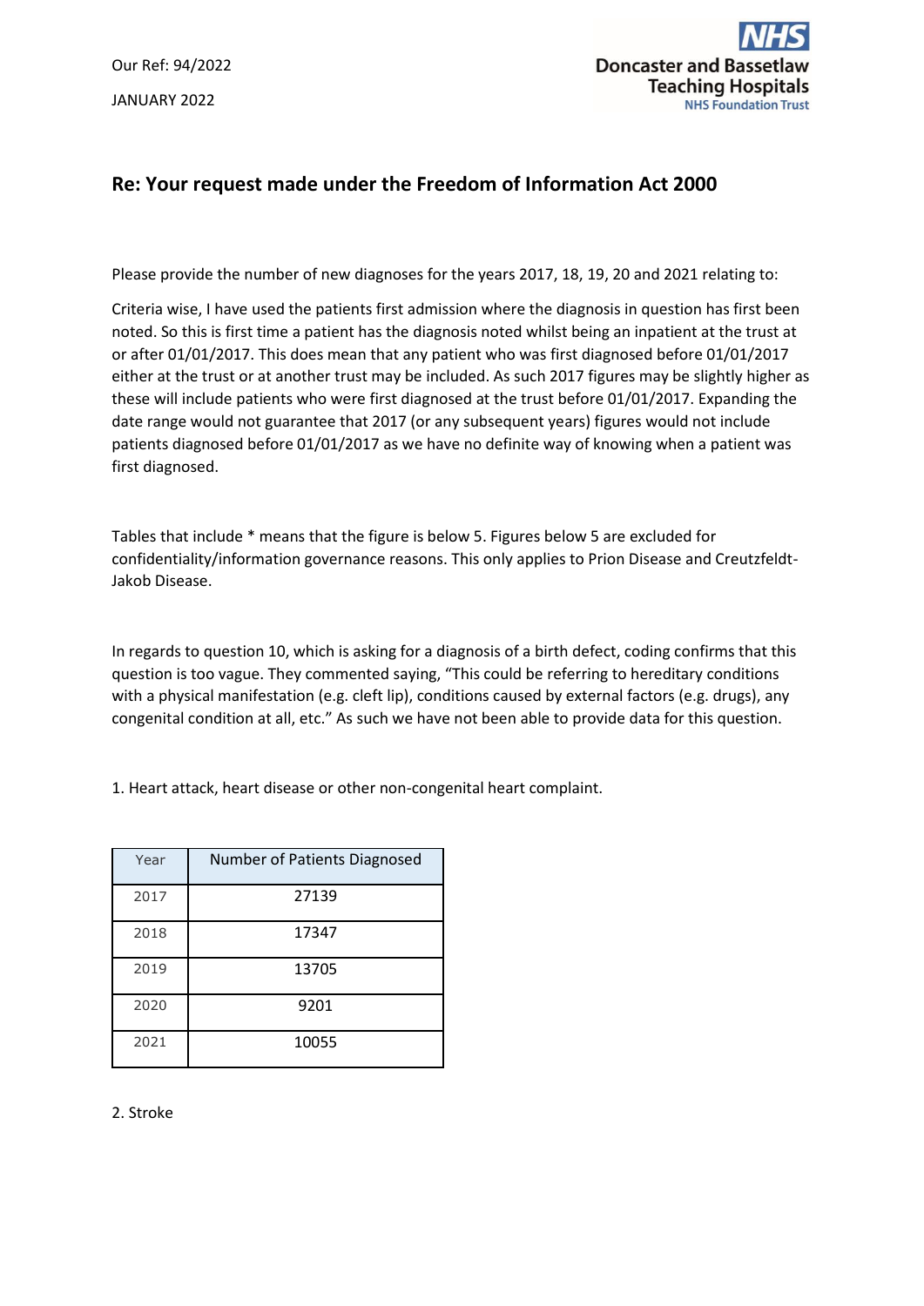Our Ref: 94/2022

JANUARY 2022

Doncaster and Bassetlaw Teaching Hospitals
NHS Foundation Trust

## Re: Your request made under the Freedom of Information Act 2000

Please provide the number of new diagnoses for the years 2017, 18, 19, 20 and 2021 relating to:

Criteria wise, I have used the patients first admission where the diagnosis in question has first been noted. So this is first time a patient has the diagnosis noted whilst being an inpatient at the trust at or after 01/01/2017. This does mean that any patient who was first diagnosed before 01/01/2017 either at the trust or at another trust may be included. As such 2017 figures may be slightly higher as these will include patients who were first diagnosed at the trust before 01/01/2017. Expanding the date range would not guarantee that 2017 (or any subsequent years) figures would not include patients diagnosed before 01/01/2017 as we have no definite way of knowing when a patient was first diagnosed.

Tables that include * means that the figure is below 5. Figures below 5 are excluded for confidentiality/information governance reasons. This only applies to Prion Disease and Creutzfeldt-Jakob Disease.

In regards to question 10, which is asking for a diagnosis of a birth defect, coding confirms that this question is too vague. They commented saying, "This could be referring to hereditary conditions with a physical manifestation (e.g. cleft lip), conditions caused by external factors (e.g. drugs), any congenital condition at all, etc." As such we have not been able to provide data for this question.

1. Heart attack, heart disease or other non-congenital heart complaint.

| Year | Number of Patients Diagnosed |
|---|---|
| 2017 | 27139 |
| 2018 | 17347 |
| 2019 | 13705 |
| 2020 | 9201 |
| 2021 | 10055 |

2. Stroke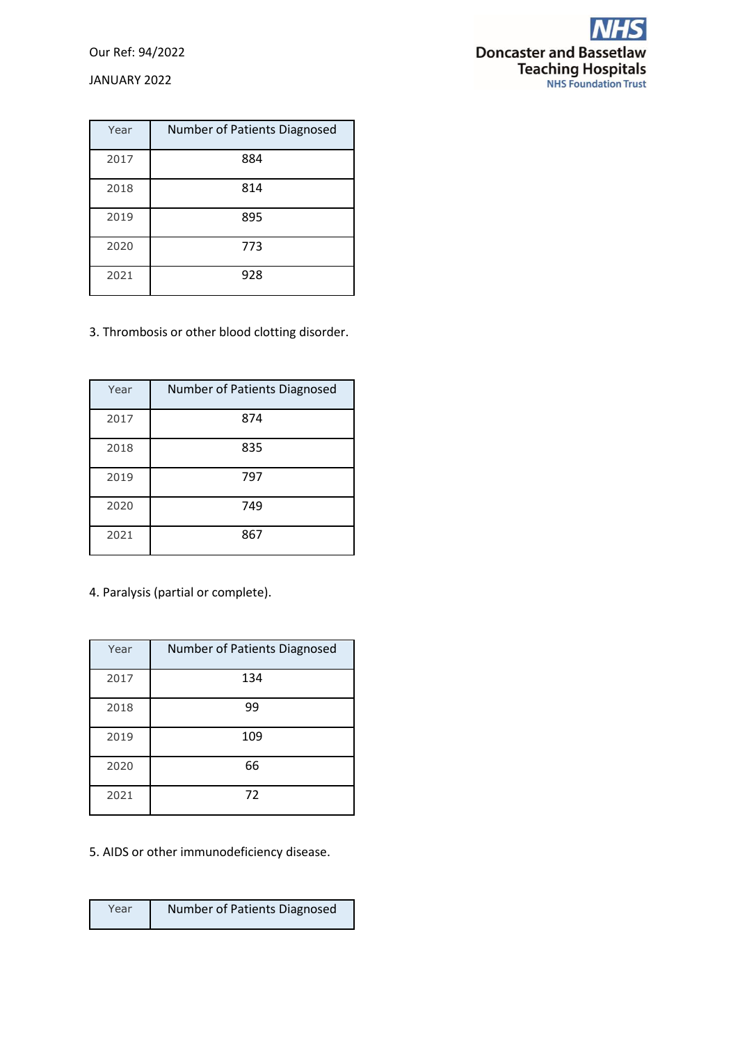Our Ref: 94/2022

JANUARY 2022

| Year | Number of Patients Diagnosed |
|---|---|
| 2017 | 884 |
| 2018 | 814 |
| 2019 | 895 |
| 2020 | 773 |
| 2021 | 928 |

3. Thrombosis or other blood clotting disorder.

| Year | Number of Patients Diagnosed |
|---|---|
| 2017 | 874 |
| 2018 | 835 |
| 2019 | 797 |
| 2020 | 749 |
| 2021 | 867 |

4. Paralysis (partial or complete).

| Year | Number of Patients Diagnosed |
|---|---|
| 2017 | 134 |
| 2018 | 99 |
| 2019 | 109 |
| 2020 | 66 |
| 2021 | 72 |

5. AIDS or other immunodeficiency disease.

| Year | Number of Patients Diagnosed |
|---|---|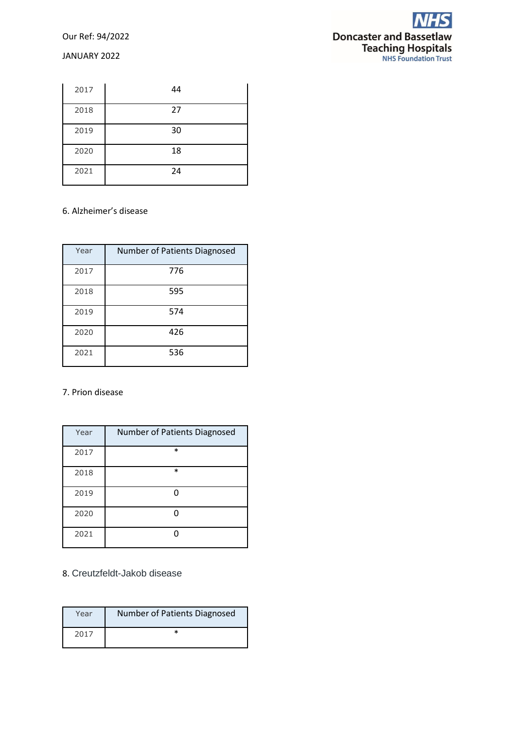| 2017 | 44 |
|---|---|
| 2018 | 27 |
| 2019 | 30 |
| 2020 | 18 |
| 2021 | 24 |

6. Alzheimer's disease

| Year | Number of Patients Diagnosed |
|---|---|
| 2017 | 776 |
| 2018 | 595 |
| 2019 | 574 |
| 2020 | 426 |
| 2021 | 536 |

7. Prion disease

| Year | Number of Patients Diagnosed |
|---|---|
| 2017 | * |
| 2018 | * |
| 2019 | 0 |
| 2020 | 0 |
| 2021 | 0 |

8. Creutzfeldt-Jakob disease

| Year | Number of Patients Diagnosed |
|---|---|
| 2017 | * |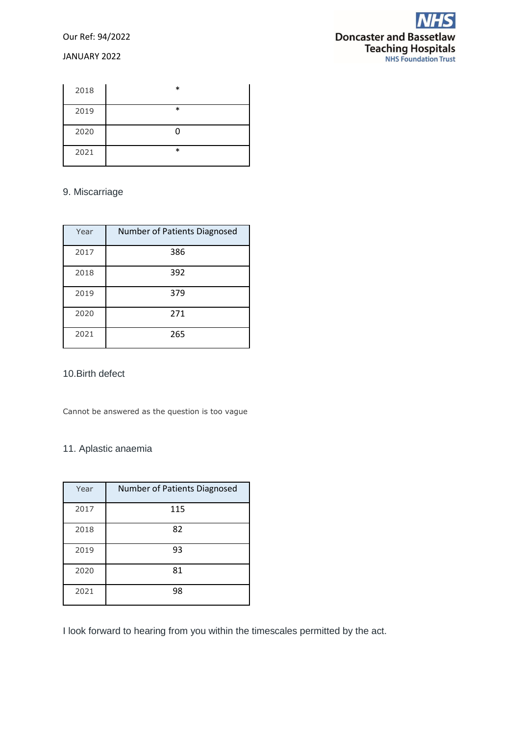| | |
|---|---|
| 2018 | * |
| 2019 | * |
| 2020 | 0 |
| 2021 | * |

9. Miscarriage

| Year | Number of Patients Diagnosed |
|---|---|
| 2017 | 386 |
| 2018 | 392 |
| 2019 | 379 |
| 2020 | 271 |
| 2021 | 265 |

10.Birth defect

Cannot be answered as the question is too vague

11. Aplastic anaemia

| Year | Number of Patients Diagnosed |
|---|---|
| 2017 | 115 |
| 2018 | 82 |
| 2019 | 93 |
| 2020 | 81 |
| 2021 | 98 |

I look forward to hearing from you within the timescales permitted by the act.